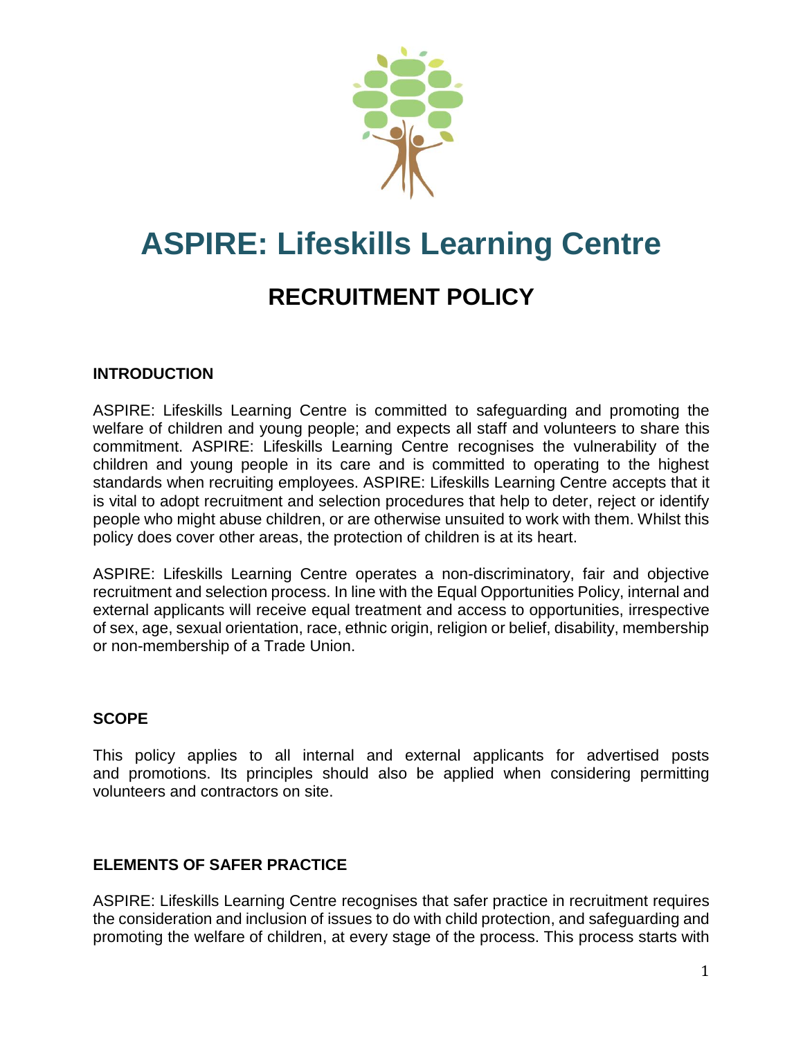# ASPIRE: Lifeskills Learning Centre

## RECRUITMENT POLICY

### INTRODUCTION

ASPIRE: Lifeskills Learning Centre is committed to safeguarding and promoting the welfare of children and young people; and expects all staff and volunteers to share this commitment. ASPIRE: Lifeskills Learning Centre recognises the vulnerability of the children and young people in its care and is committed to operating to the highest standards when recruiting employees. ASPIRE: Lifeskills Learning Centre accepts that it is vital to adopt recruitment and selection procedures that help to deter, reject or identify people who might abuse children, or are otherwise unsuited to work with them. Whilst this policy does cover other areas, the protection of children is at its heart.

ASPIRE: Lifeskills Learning Centre operates a non-discriminatory, fair and objective recruitment and selection process. In line with the Equal Opportunities Policy, internal and external applicants will receive equal treatment and access to opportunities, irrespective of sex, age, sexual orientation, race, ethnic origin, religion or belief, disability, membership or non-membership of a Trade Union.

### SCOPE

This policy applies to all internal and external applicants for advertised posts and promotions. Its principles should also be applied when considering permitting volunteers and contractors on site.

### ELEMENTS OF SAFER PRACTICE

ASPIRE: Lifeskills Learning Centre recognises that safer practice in recruitment requires the consideration and inclusion of issues to do with child protection, and safeguarding and promoting the welfare of children, at every stage of the process. This process starts with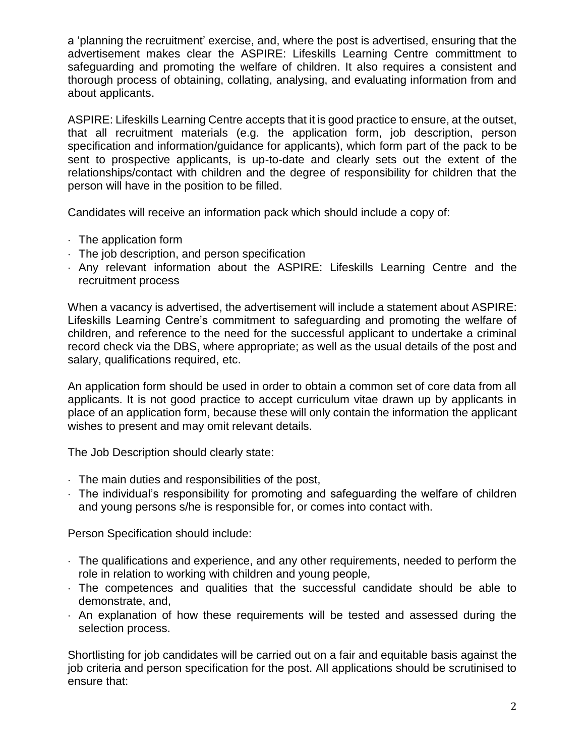a 'planning the recruitment' exercise, and, where the post is advertised, ensuring that the advertisement makes clear the ASPIRE: Lifeskills Learning Centre committment to safeguarding and promoting the welfare of children. It also requires a consistent and thorough process of obtaining, collating, analysing, and evaluating information from and about applicants.

ASPIRE: Lifeskills Learning Centre accepts that it is good practice to ensure, at the outset, that all recruitment materials (e.g. the application form, job description, person specification and information/guidance for applicants), which form part of the pack to be sent to prospective applicants, is up-to-date and clearly sets out the extent of the relationships/contact with children and the degree of responsibility for children that the person will have in the position to be filled.

Candidates will receive an information pack which should include a copy of:

- The application form
- The job description, and person specification
- Any relevant information about the ASPIRE: Lifeskills Learning Centre and the recruitment process

When a vacancy is advertised, the advertisement will include a statement about ASPIRE: Lifeskills Learning Centre's commitment to safeguarding and promoting the welfare of children, and reference to the need for the successful applicant to undertake a criminal record check via the DBS, where appropriate; as well as the usual details of the post and salary, qualifications required, etc.

An application form should be used in order to obtain a common set of core data from all applicants. It is not good practice to accept curriculum vitae drawn up by applicants in place of an application form, because these will only contain the information the applicant wishes to present and may omit relevant details.

The Job Description should clearly state:

- The main duties and responsibilities of the post,
- The individual's responsibility for promoting and safeguarding the welfare of children and young persons s/he is responsible for, or comes into contact with.

Person Specification should include:

- The qualifications and experience, and any other requirements, needed to perform the role in relation to working with children and young people,
- The competences and qualities that the successful candidate should be able to demonstrate, and,
- An explanation of how these requirements will be tested and assessed during the selection process.

Shortlisting for job candidates will be carried out on a fair and equitable basis against the job criteria and person specification for the post. All applications should be scrutinised to ensure that: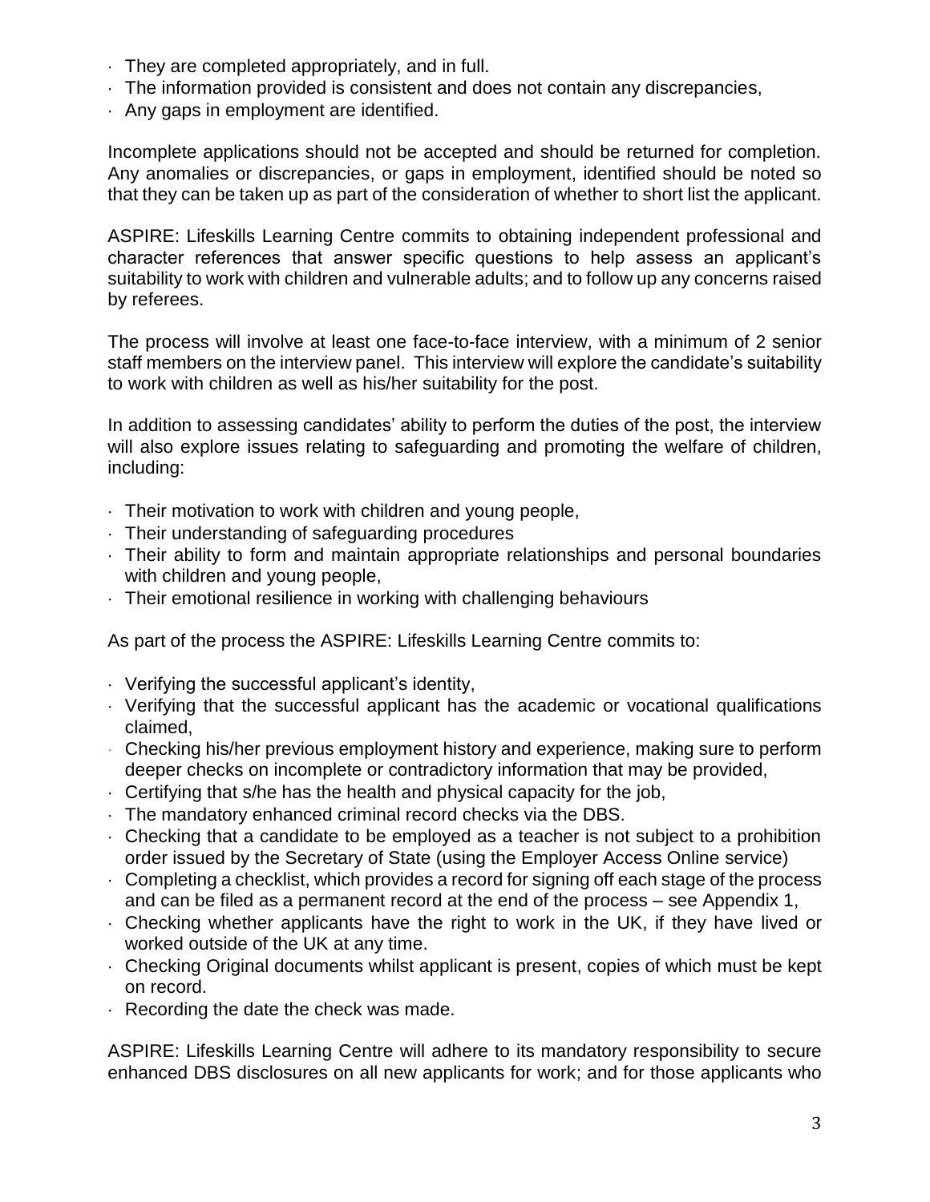- They are completed appropriately, and in full.
- The information provided is consistent and does not contain any discrepancies,
- Any gaps in employment are identified.

Incomplete applications should not be accepted and should be returned for completion. Any anomalies or discrepancies, or gaps in employment, identified should be noted so that they can be taken up as part of the consideration of whether to short list the applicant.

ASPIRE: Lifeskills Learning Centre commits to obtaining independent professional and character references that answer specific questions to help assess an applicant's suitability to work with children and vulnerable adults; and to follow up any concerns raised by referees.

The process will involve at least one face-to-face interview, with a minimum of 2 senior staff members on the interview panel. This interview will explore the candidate's suitability to work with children as well as his/her suitability for the post.

In addition to assessing candidates' ability to perform the duties of the post, the interview will also explore issues relating to safeguarding and promoting the welfare of children, including:

- Their motivation to work with children and young people,
- Their understanding of safeguarding procedures
- Their ability to form and maintain appropriate relationships and personal boundaries with children and young people,
- Their emotional resilience in working with challenging behaviours

As part of the process the ASPIRE: Lifeskills Learning Centre commits to:

- Verifying the successful applicant's identity,
- Verifying that the successful applicant has the academic or vocational qualifications claimed,
- Checking his/her previous employment history and experience, making sure to perform deeper checks on incomplete or contradictory information that may be provided,
- Certifying that s/he has the health and physical capacity for the job,
- The mandatory enhanced criminal record checks via the DBS.
- Checking that a candidate to be employed as a teacher is not subject to a prohibition order issued by the Secretary of State (using the Employer Access Online service)
- Completing a checklist, which provides a record for signing off each stage of the process and can be filed as a permanent record at the end of the process – see Appendix 1,
- Checking whether applicants have the right to work in the UK, if they have lived or worked outside of the UK at any time.
- Checking Original documents whilst applicant is present, copies of which must be kept on record.
- Recording the date the check was made.

ASPIRE: Lifeskills Learning Centre will adhere to its mandatory responsibility to secure enhanced DBS disclosures on all new applicants for work; and for those applicants who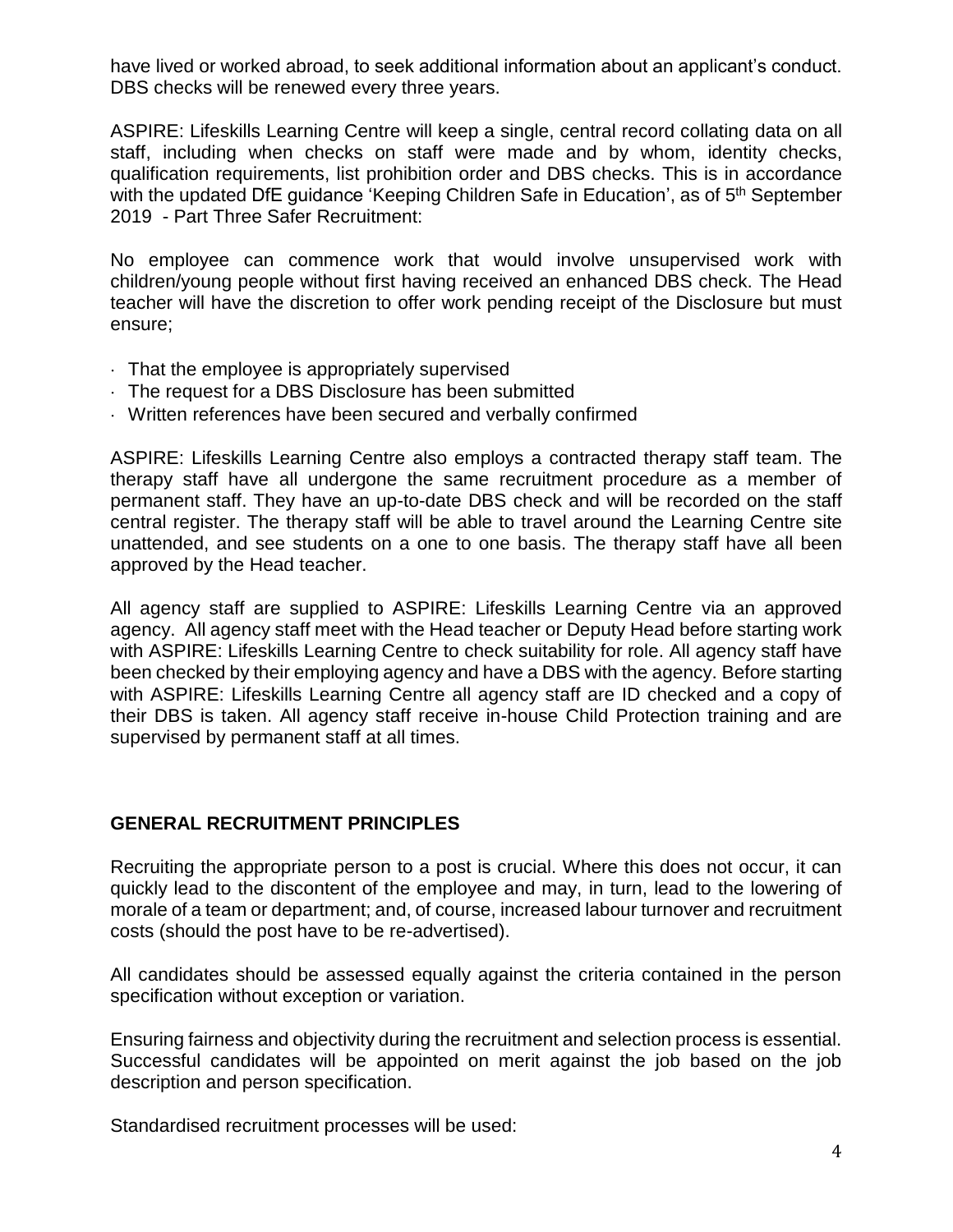have lived or worked abroad, to seek additional information about an applicant's conduct. DBS checks will be renewed every three years.

ASPIRE: Lifeskills Learning Centre will keep a single, central record collating data on all staff, including when checks on staff were made and by whom, identity checks, qualification requirements, list prohibition order and DBS checks. This is in accordance with the updated DfE guidance 'Keeping Children Safe in Education', as of 5th September 2019 - Part Three Safer Recruitment:

No employee can commence work that would involve unsupervised work with children/young people without first having received an enhanced DBS check. The Head teacher will have the discretion to offer work pending receipt of the Disclosure but must ensure;

- That the employee is appropriately supervised
- The request for a DBS Disclosure has been submitted
- Written references have been secured and verbally confirmed

ASPIRE: Lifeskills Learning Centre also employs a contracted therapy staff team. The therapy staff have all undergone the same recruitment procedure as a member of permanent staff. They have an up-to-date DBS check and will be recorded on the staff central register. The therapy staff will be able to travel around the Learning Centre site unattended, and see students on a one to one basis. The therapy staff have all been approved by the Head teacher.

All agency staff are supplied to ASPIRE: Lifeskills Learning Centre via an approved agency. All agency staff meet with the Head teacher or Deputy Head before starting work with ASPIRE: Lifeskills Learning Centre to check suitability for role. All agency staff have been checked by their employing agency and have a DBS with the agency. Before starting with ASPIRE: Lifeskills Learning Centre all agency staff are ID checked and a copy of their DBS is taken. All agency staff receive in-house Child Protection training and are supervised by permanent staff at all times.

## GENERAL RECRUITMENT PRINCIPLES

Recruiting the appropriate person to a post is crucial. Where this does not occur, it can quickly lead to the discontent of the employee and may, in turn, lead to the lowering of morale of a team or department; and, of course, increased labour turnover and recruitment costs (should the post have to be re-advertised).

All candidates should be assessed equally against the criteria contained in the person specification without exception or variation.

Ensuring fairness and objectivity during the recruitment and selection process is essential. Successful candidates will be appointed on merit against the job based on the job description and person specification.

Standardised recruitment processes will be used: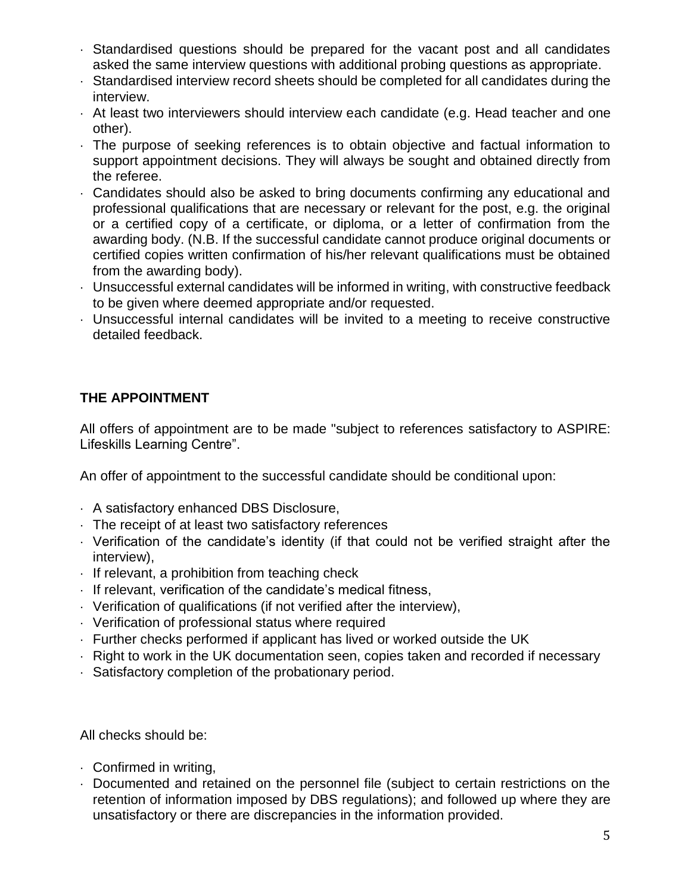- Standardised questions should be prepared for the vacant post and all candidates asked the same interview questions with additional probing questions as appropriate.
- Standardised interview record sheets should be completed for all candidates during the interview.
- At least two interviewers should interview each candidate (e.g. Head teacher and one other).
- The purpose of seeking references is to obtain objective and factual information to support appointment decisions. They will always be sought and obtained directly from the referee.
- Candidates should also be asked to bring documents confirming any educational and professional qualifications that are necessary or relevant for the post, e.g. the original or a certified copy of a certificate, or diploma, or a letter of confirmation from the awarding body. (N.B. If the successful candidate cannot produce original documents or certified copies written confirmation of his/her relevant qualifications must be obtained from the awarding body).
- Unsuccessful external candidates will be informed in writing, with constructive feedback to be given where deemed appropriate and/or requested.
- Unsuccessful internal candidates will be invited to a meeting to receive constructive detailed feedback.

## THE APPOINTMENT

All offers of appointment are to be made "subject to references satisfactory to ASPIRE: Lifeskills Learning Centre".

An offer of appointment to the successful candidate should be conditional upon:

- A satisfactory enhanced DBS Disclosure,
- The receipt of at least two satisfactory references
- Verification of the candidate's identity (if that could not be verified straight after the interview),
- If relevant, a prohibition from teaching check
- If relevant, verification of the candidate's medical fitness,
- Verification of qualifications (if not verified after the interview),
- Verification of professional status where required
- Further checks performed if applicant has lived or worked outside the UK
- Right to work in the UK documentation seen, copies taken and recorded if necessary
- Satisfactory completion of the probationary period.

All checks should be:

- Confirmed in writing,
- Documented and retained on the personnel file (subject to certain restrictions on the retention of information imposed by DBS regulations); and followed up where they are unsatisfactory or there are discrepancies in the information provided.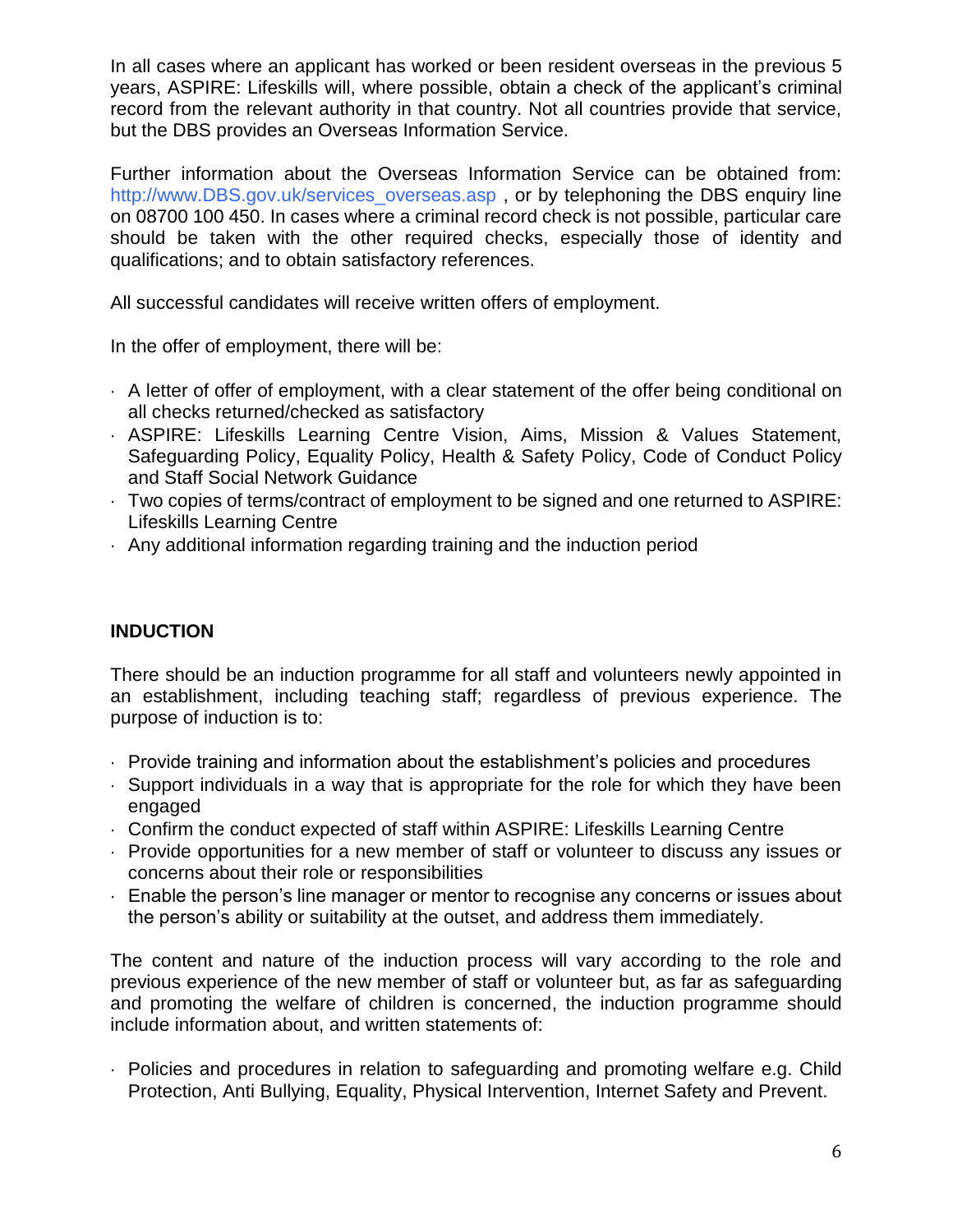In all cases where an applicant has worked or been resident overseas in the previous 5 years, ASPIRE: Lifeskills will, where possible, obtain a check of the applicant's criminal record from the relevant authority in that country. Not all countries provide that service, but the DBS provides an Overseas Information Service.

Further information about the Overseas Information Service can be obtained from: http://www.DBS.gov.uk/services_overseas.asp , or by telephoning the DBS enquiry line on 08700 100 450. In cases where a criminal record check is not possible, particular care should be taken with the other required checks, especially those of identity and qualifications; and to obtain satisfactory references.

All successful candidates will receive written offers of employment.

In the offer of employment, there will be:

- A letter of offer of employment, with a clear statement of the offer being conditional on all checks returned/checked as satisfactory
- ASPIRE: Lifeskills Learning Centre Vision, Aims, Mission & Values Statement, Safeguarding Policy, Equality Policy, Health & Safety Policy, Code of Conduct Policy and Staff Social Network Guidance
- Two copies of terms/contract of employment to be signed and one returned to ASPIRE: Lifeskills Learning Centre
- Any additional information regarding training and the induction period

**INDUCTION**

There should be an induction programme for all staff and volunteers newly appointed in an establishment, including teaching staff; regardless of previous experience. The purpose of induction is to:

- Provide training and information about the establishment's policies and procedures
- Support individuals in a way that is appropriate for the role for which they have been engaged
- Confirm the conduct expected of staff within ASPIRE: Lifeskills Learning Centre
- Provide opportunities for a new member of staff or volunteer to discuss any issues or concerns about their role or responsibilities
- Enable the person's line manager or mentor to recognise any concerns or issues about the person's ability or suitability at the outset, and address them immediately.

The content and nature of the induction process will vary according to the role and previous experience of the new member of staff or volunteer but, as far as safeguarding and promoting the welfare of children is concerned, the induction programme should include information about, and written statements of:

- Policies and procedures in relation to safeguarding and promoting welfare e.g. Child Protection, Anti Bullying, Equality, Physical Intervention, Internet Safety and Prevent.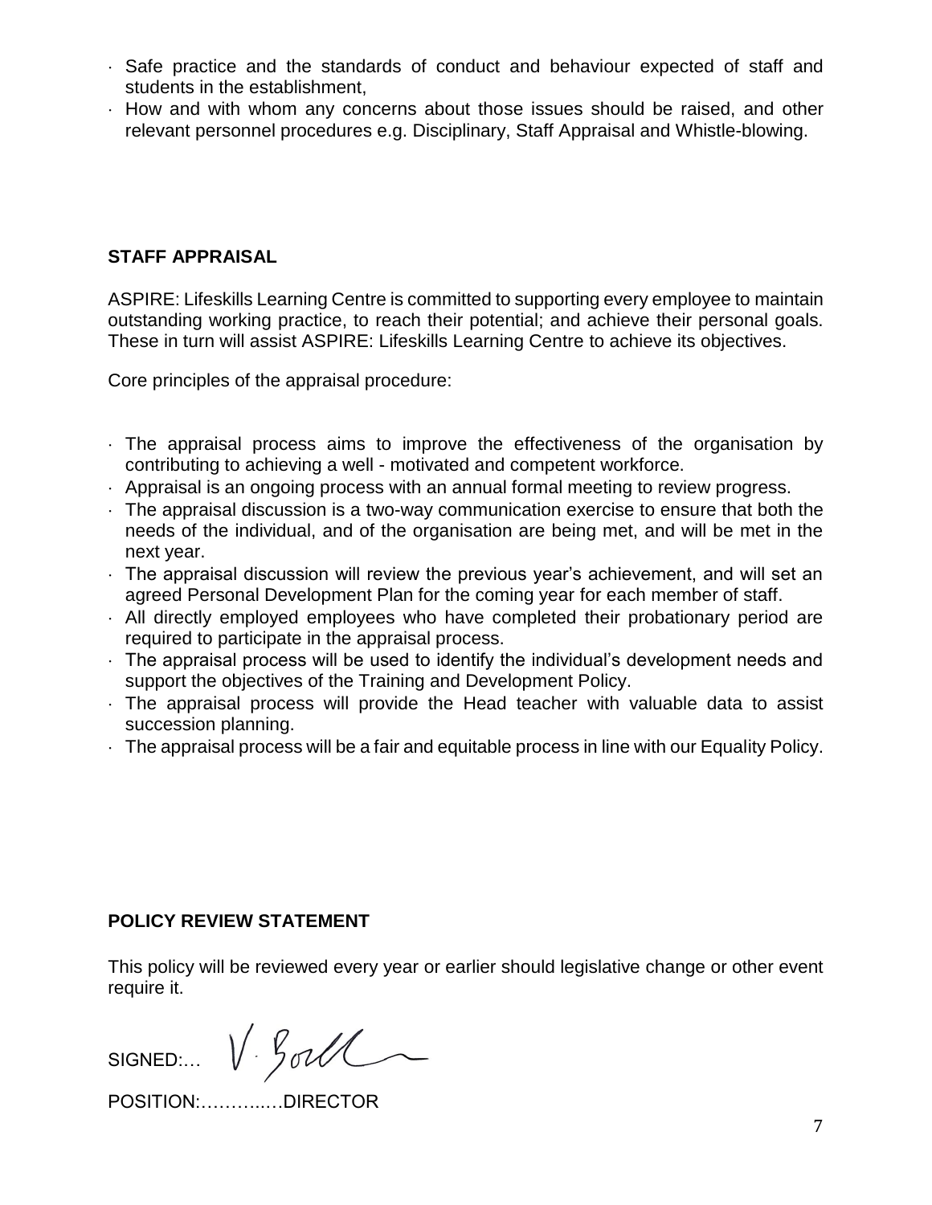- Safe practice and the standards of conduct and behaviour expected of staff and students in the establishment,
- How and with whom any concerns about those issues should be raised, and other relevant personnel procedures e.g. Disciplinary, Staff Appraisal and Whistle-blowing.

## STAFF APPRAISAL

ASPIRE: Lifeskills Learning Centre is committed to supporting every employee to maintain outstanding working practice, to reach their potential; and achieve their personal goals. These in turn will assist ASPIRE: Lifeskills Learning Centre to achieve its objectives.

Core principles of the appraisal procedure:

- The appraisal process aims to improve the effectiveness of the organisation by contributing to achieving a well - motivated and competent workforce.
- Appraisal is an ongoing process with an annual formal meeting to review progress.
- The appraisal discussion is a two-way communication exercise to ensure that both the needs of the individual, and of the organisation are being met, and will be met in the next year.
- The appraisal discussion will review the previous year's achievement, and will set an agreed Personal Development Plan for the coming year for each member of staff.
- All directly employed employees who have completed their probationary period are required to participate in the appraisal process.
- The appraisal process will be used to identify the individual's development needs and support the objectives of the Training and Development Policy.
- The appraisal process will provide the Head teacher with valuable data to assist succession planning.
- The appraisal process will be a fair and equitable process in line with our Equality Policy.

## POLICY REVIEW STATEMENT

This policy will be reviewed every year or earlier should legislative change or other event require it.

SIGNED:… V. Boll

POSITION:………..…DIRECTOR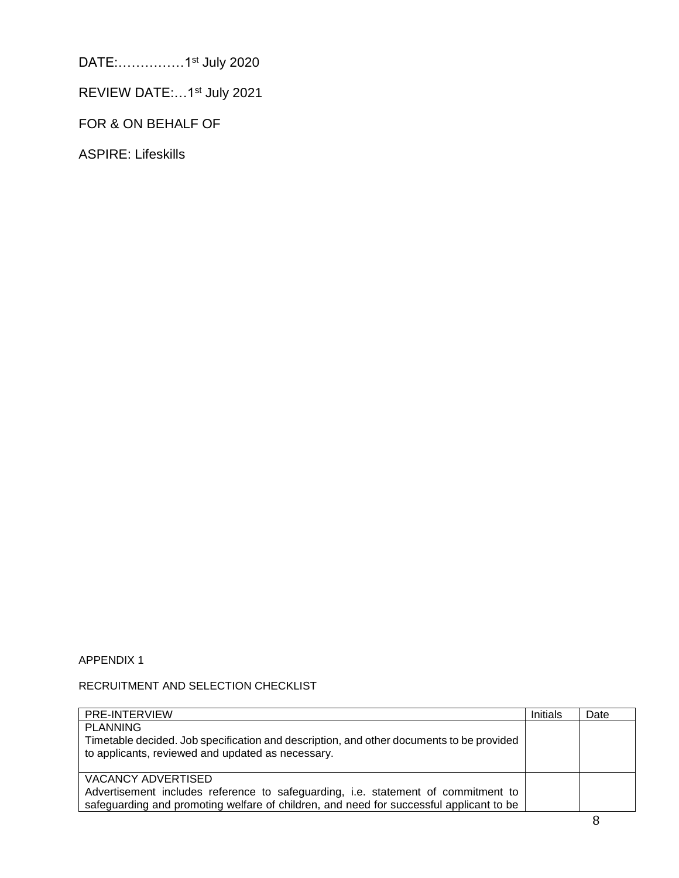DATE:……………1st July 2020

REVIEW DATE:…1st July 2021

FOR & ON BEHALF OF

ASPIRE: Lifeskills

APPENDIX 1

RECRUITMENT AND SELECTION CHECKLIST

| PRE-INTERVIEW | Initials | Date |
|---|---|---|
| PLANNING<br>Timetable decided. Job specification and description, and other documents to be provided to applicants, reviewed and updated as necessary. | | |
| VACANCY ADVERTISED<br>Advertisement includes reference to safeguarding, i.e. statement of commitment to safeguarding and promoting welfare of children, and need for successful applicant to be | | |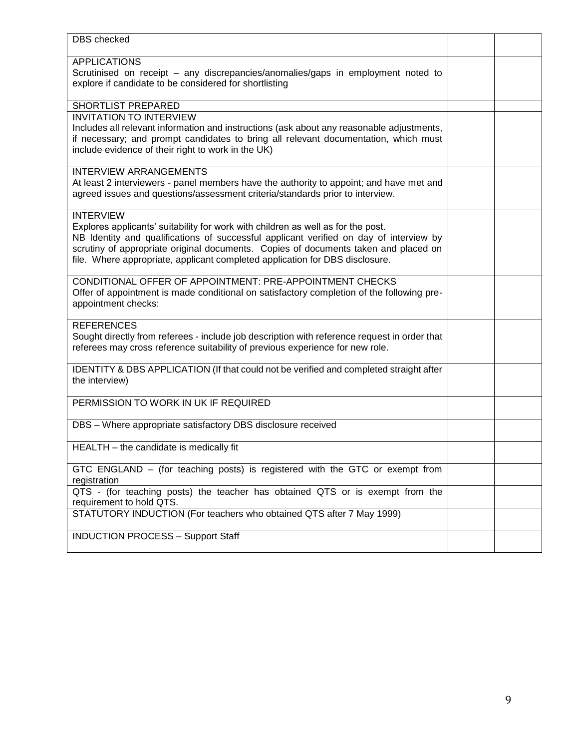| | | |
|---|---|---|
| DBS checked | | |
| APPLICATIONS<br>Scrutinised on receipt – any discrepancies/anomalies/gaps in employment noted to explore if candidate to be considered for shortlisting | | |
| SHORTLIST PREPARED | | |
| INVITATION TO INTERVIEW<br>Includes all relevant information and instructions (ask about any reasonable adjustments, if necessary; and prompt candidates to bring all relevant documentation, which must include evidence of their right to work in the UK) | | |
| INTERVIEW ARRANGEMENTS<br>At least 2 interviewers - panel members have the authority to appoint; and have met and agreed issues and questions/assessment criteria/standards prior to interview. | | |
| INTERVIEW<br>Explores applicants' suitability for work with children as well as for the post.<br>NB Identity and qualifications of successful applicant verified on day of interview by scrutiny of appropriate original documents. Copies of documents taken and placed on file. Where appropriate, applicant completed application for DBS disclosure. | | |
| CONDITIONAL OFFER OF APPOINTMENT: PRE-APPOINTMENT CHECKS<br>Offer of appointment is made conditional on satisfactory completion of the following pre-appointment checks: | | |
| REFERENCES<br>Sought directly from referees - include job description with reference request in order that referees may cross reference suitability of previous experience for new role. | | |
| IDENTITY & DBS APPLICATION (If that could not be verified and completed straight after the interview) | | |
| PERMISSION TO WORK IN UK IF REQUIRED | | |
| DBS – Where appropriate satisfactory DBS disclosure received | | |
| HEALTH – the candidate is medically fit | | |
| GTC ENGLAND – (for teaching posts) is registered with the GTC or exempt from registration | | |
| QTS - (for teaching posts) the teacher has obtained QTS or is exempt from the requirement to hold QTS. | | |
| STATUTORY INDUCTION (For teachers who obtained QTS after 7 May 1999) | | |
| INDUCTION PROCESS – Support Staff | | |